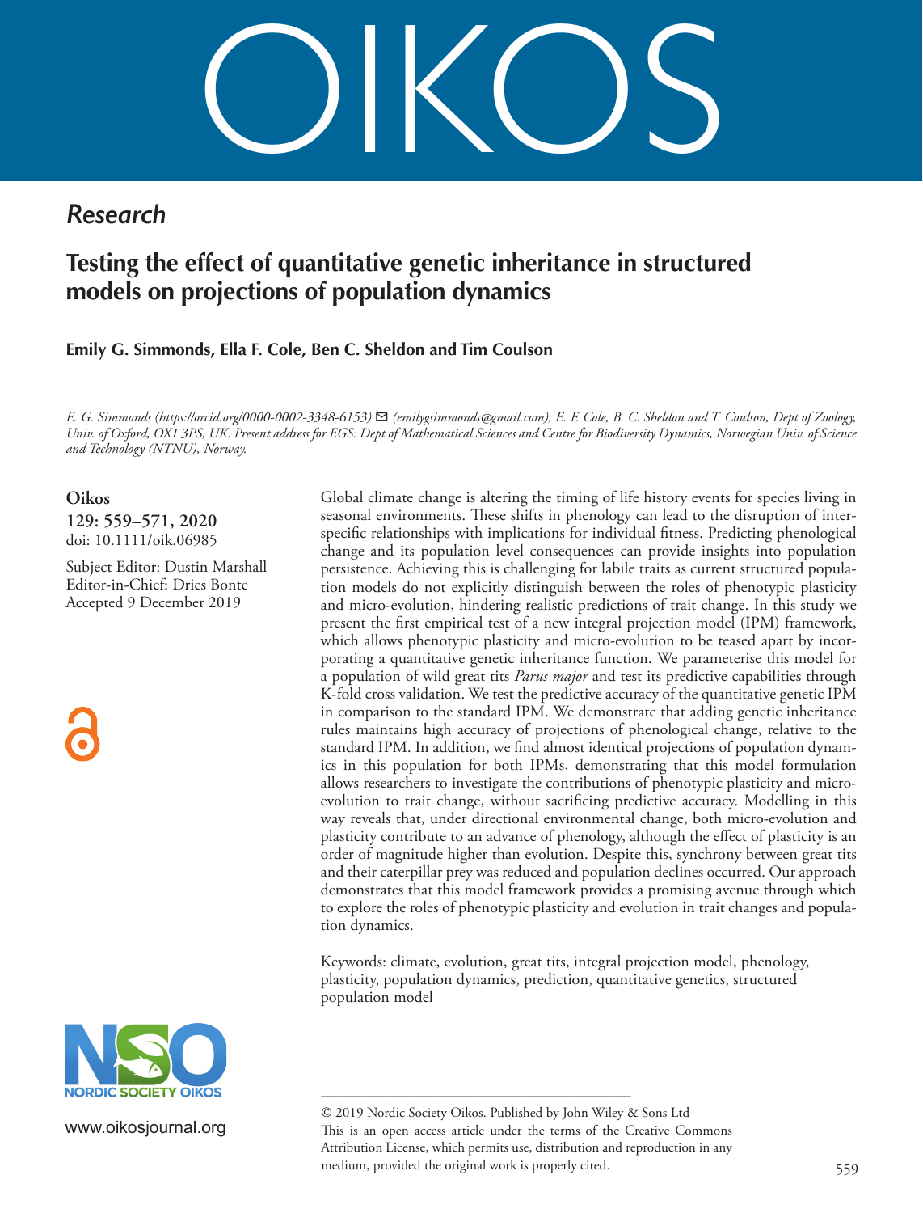# OIKOS

*Research*

## Testing the effect of quantitative genetic inheritance in structured models on projections of population dynamics

**Emily G. Simmonds, Ella F. Cole, Ben C. Sheldon and Tim Coulson**

*E. G. Simmonds (https://orcid.org/0000-0002-3348-6153) ✉ (emilygsimmonds@gmail.com), E. F. Cole, B. C. Sheldon and T. Coulson, Dept of Zoology, Univ. of Oxford, OX1 3PS, UK. Present address for EGS: Dept of Mathematical Sciences and Centre for Biodiversity Dynamics, Norwegian Univ. of Science and Technology (NTNU), Norway.*

**Oikos**
**129: 559–571, 2020**
doi: 10.1111/oik.06985

Subject Editor: Dustin Marshall
Editor-in-Chief: Dries Bonte
Accepted 9 December 2019

Global climate change is altering the timing of life history events for species living in seasonal environments. These shifts in phenology can lead to the disruption of interspecific relationships with implications for individual fitness. Predicting phenological change and its population level consequences can provide insights into population persistence. Achieving this is challenging for labile traits as current structured population models do not explicitly distinguish between the roles of phenotypic plasticity and micro-evolution, hindering realistic predictions of trait change. In this study we present the first empirical test of a new integral projection model (IPM) framework, which allows phenotypic plasticity and micro-evolution to be teased apart by incorporating a quantitative genetic inheritance function. We parameterise this model for a population of wild great tits *Parus major* and test its predictive capabilities through K-fold cross validation. We test the predictive accuracy of the quantitative genetic IPM in comparison to the standard IPM. We demonstrate that adding genetic inheritance rules maintains high accuracy of projections of phenological change, relative to the standard IPM. In addition, we find almost identical projections of population dynamics in this population for both IPMs, demonstrating that this model formulation allows researchers to investigate the contributions of phenotypic plasticity and micro-evolution to trait change, without sacrificing predictive accuracy. Modelling in this way reveals that, under directional environmental change, both micro-evolution and plasticity contribute to an advance of phenology, although the effect of plasticity is an order of magnitude higher than evolution. Despite this, synchrony between great tits and their caterpillar prey was reduced and population declines occurred. Our approach demonstrates that this model framework provides a promising avenue through which to explore the roles of phenotypic plasticity and evolution in trait changes and population dynamics.

Keywords: climate, evolution, great tits, integral projection model, phenology, plasticity, population dynamics, prediction, quantitative genetics, structured population model

NORDIC SOCIETY OIKOS

www.oikosjournal.org

© 2019 Nordic Society Oikos. Published by John Wiley & Sons Ltd
This is an open access article under the terms of the Creative Commons Attribution License, which permits use, distribution and reproduction in any medium, provided the original work is properly cited.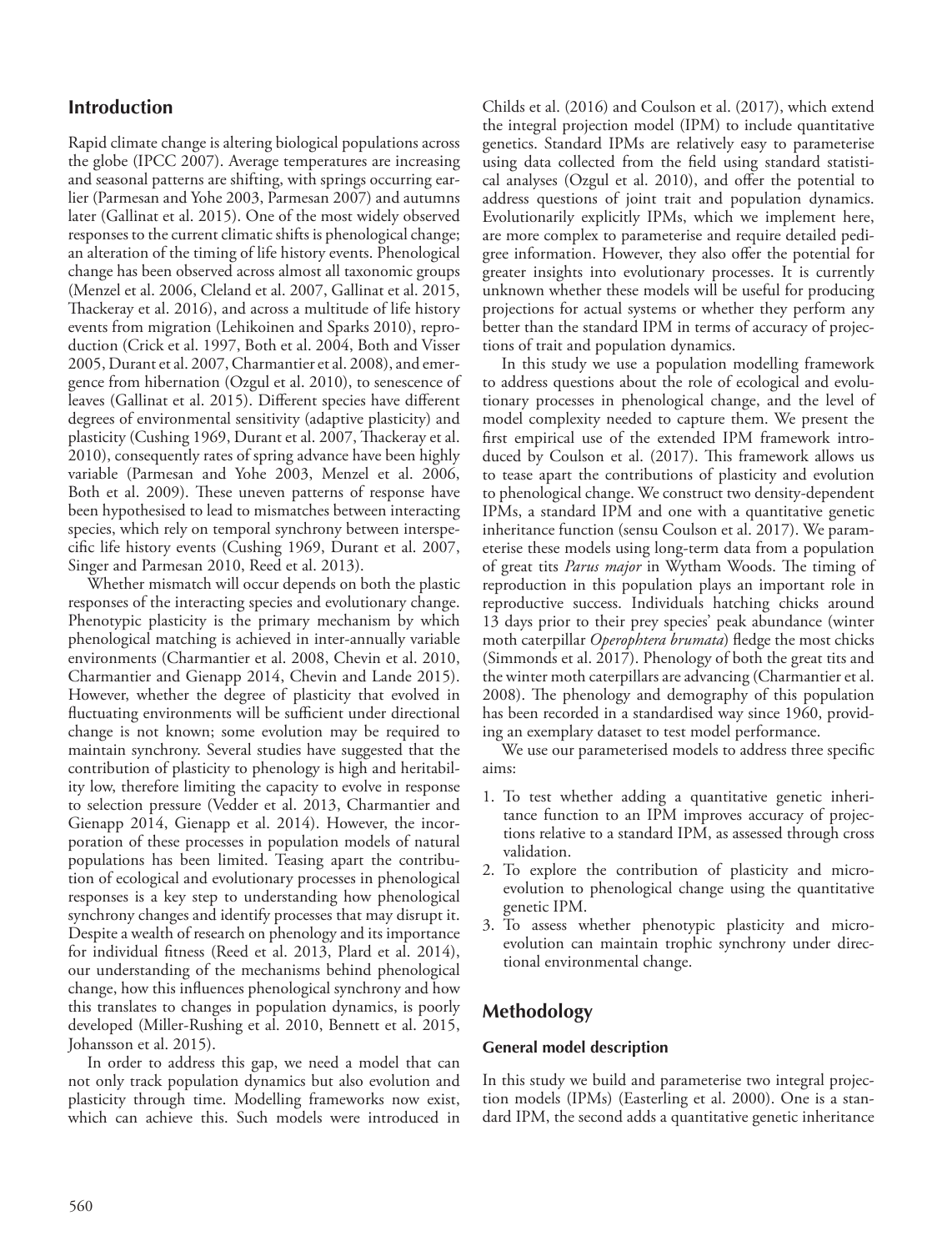## Introduction

Rapid climate change is altering biological populations across the globe (IPCC 2007). Average temperatures are increasing and seasonal patterns are shifting, with springs occurring earlier (Parmesan and Yohe 2003, Parmesan 2007) and autumns later (Gallinat et al. 2015). One of the most widely observed responses to the current climatic shifts is phenological change; an alteration of the timing of life history events. Phenological change has been observed across almost all taxonomic groups (Menzel et al. 2006, Cleland et al. 2007, Gallinat et al. 2015, Thackeray et al. 2016), and across a multitude of life history events from migration (Lehikoinen and Sparks 2010), reproduction (Crick et al. 1997, Both et al. 2004, Both and Visser 2005, Durant et al. 2007, Charmantier et al. 2008), and emergence from hibernation (Ozgul et al. 2010), to senescence of leaves (Gallinat et al. 2015). Different species have different degrees of environmental sensitivity (adaptive plasticity) and plasticity (Cushing 1969, Durant et al. 2007, Thackeray et al. 2010), consequently rates of spring advance have been highly variable (Parmesan and Yohe 2003, Menzel et al. 2006, Both et al. 2009). These uneven patterns of response have been hypothesised to lead to mismatches between interacting species, which rely on temporal synchrony between interspecific life history events (Cushing 1969, Durant et al. 2007, Singer and Parmesan 2010, Reed et al. 2013).

Whether mismatch will occur depends on both the plastic responses of the interacting species and evolutionary change. Phenotypic plasticity is the primary mechanism by which phenological matching is achieved in inter-annually variable environments (Charmantier et al. 2008, Chevin et al. 2010, Charmantier and Gienapp 2014, Chevin and Lande 2015). However, whether the degree of plasticity that evolved in fluctuating environments will be sufficient under directional change is not known; some evolution may be required to maintain synchrony. Several studies have suggested that the contribution of plasticity to phenology is high and heritability low, therefore limiting the capacity to evolve in response to selection pressure (Vedder et al. 2013, Charmantier and Gienapp 2014, Gienapp et al. 2014). However, the incorporation of these processes in population models of natural populations has been limited. Teasing apart the contribution of ecological and evolutionary processes in phenological responses is a key step to understanding how phenological synchrony changes and identify processes that may disrupt it. Despite a wealth of research on phenology and its importance for individual fitness (Reed et al. 2013, Plard et al. 2014), our understanding of the mechanisms behind phenological change, how this influences phenological synchrony and how this translates to changes in population dynamics, is poorly developed (Miller-Rushing et al. 2010, Bennett et al. 2015, Johansson et al. 2015).

In order to address this gap, we need a model that can not only track population dynamics but also evolution and plasticity through time. Modelling frameworks now exist, which can achieve this. Such models were introduced in Childs et al. (2016) and Coulson et al. (2017), which extend the integral projection model (IPM) to include quantitative genetics. Standard IPMs are relatively easy to parameterise using data collected from the field using standard statistical analyses (Ozgul et al. 2010), and offer the potential to address questions of joint trait and population dynamics. Evolutionarily explicitly IPMs, which we implement here, are more complex to parameterise and require detailed pedigree information. However, they also offer the potential for greater insights into evolutionary processes. It is currently unknown whether these models will be useful for producing projections for actual systems or whether they perform any better than the standard IPM in terms of accuracy of projections of trait and population dynamics.

In this study we use a population modelling framework to address questions about the role of ecological and evolutionary processes in phenological change, and the level of model complexity needed to capture them. We present the first empirical use of the extended IPM framework introduced by Coulson et al. (2017). This framework allows us to tease apart the contributions of plasticity and evolution to phenological change. We construct two density-dependent IPMs, a standard IPM and one with a quantitative genetic inheritance function (sensu Coulson et al. 2017). We parameterise these models using long-term data from a population of great tits *Parus major* in Wytham Woods. The timing of reproduction in this population plays an important role in reproductive success. Individuals hatching chicks around 13 days prior to their prey species' peak abundance (winter moth caterpillar *Operophtera brumata*) fledge the most chicks (Simmonds et al. 2017). Phenology of both the great tits and the winter moth caterpillars are advancing (Charmantier et al. 2008). The phenology and demography of this population has been recorded in a standardised way since 1960, providing an exemplary dataset to test model performance.

We use our parameterised models to address three specific aims:

1. To test whether adding a quantitative genetic inheritance function to an IPM improves accuracy of projections relative to a standard IPM, as assessed through cross validation.
2. To explore the contribution of plasticity and microevolution to phenological change using the quantitative genetic IPM.
3. To assess whether phenotypic plasticity and microevolution can maintain trophic synchrony under directional environmental change.

## Methodology

### General model description

In this study we build and parameterise two integral projection models (IPMs) (Easterling et al. 2000). One is a standard IPM, the second adds a quantitative genetic inheritance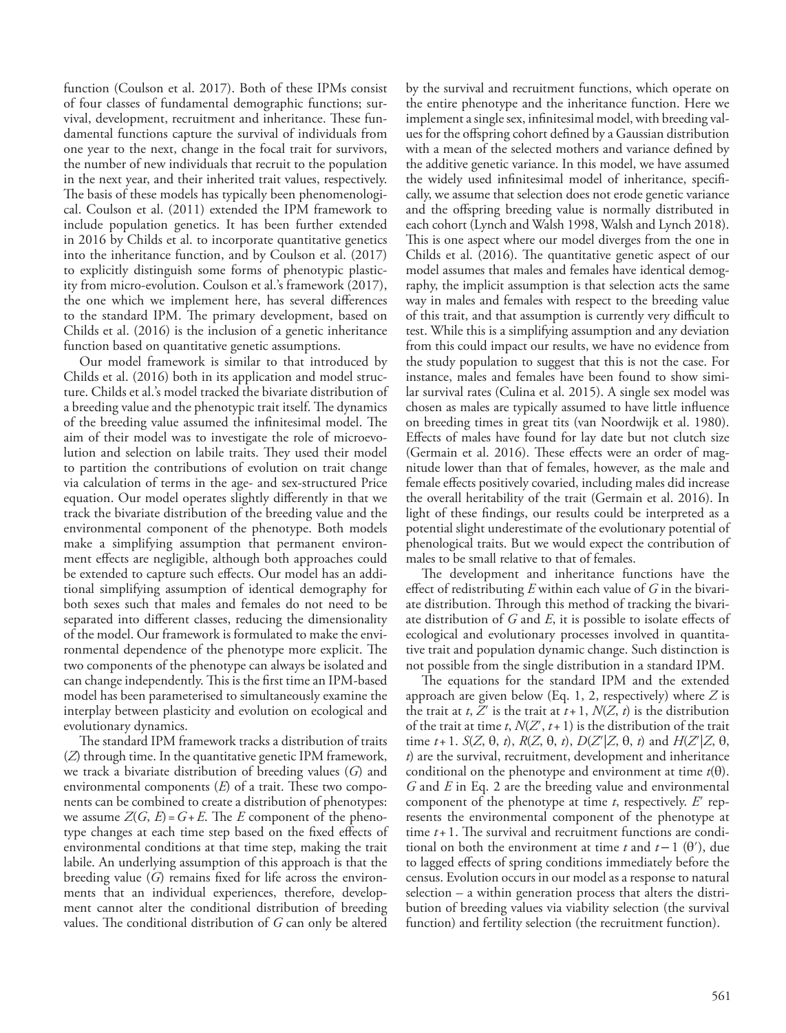function (Coulson et al. 2017). Both of these IPMs consist of four classes of fundamental demographic functions; survival, development, recruitment and inheritance. These fundamental functions capture the survival of individuals from one year to the next, change in the focal trait for survivors, the number of new individuals that recruit to the population in the next year, and their inherited trait values, respectively. The basis of these models has typically been phenomenological. Coulson et al. (2011) extended the IPM framework to include population genetics. It has been further extended in 2016 by Childs et al. to incorporate quantitative genetics into the inheritance function, and by Coulson et al. (2017) to explicitly distinguish some forms of phenotypic plasticity from micro-evolution. Coulson et al.'s framework (2017), the one which we implement here, has several differences to the standard IPM. The primary development, based on Childs et al. (2016) is the inclusion of a genetic inheritance function based on quantitative genetic assumptions.

Our model framework is similar to that introduced by Childs et al. (2016) both in its application and model structure. Childs et al.'s model tracked the bivariate distribution of a breeding value and the phenotypic trait itself. The dynamics of the breeding value assumed the infinitesimal model. The aim of their model was to investigate the role of microevolution and selection on labile traits. They used their model to partition the contributions of evolution on trait change via calculation of terms in the age- and sex-structured Price equation. Our model operates slightly differently in that we track the bivariate distribution of the breeding value and the environmental component of the phenotype. Both models make a simplifying assumption that permanent environment effects are negligible, although both approaches could be extended to capture such effects. Our model has an additional simplifying assumption of identical demography for both sexes such that males and females do not need to be separated into different classes, reducing the dimensionality of the model. Our framework is formulated to make the environmental dependence of the phenotype more explicit. The two components of the phenotype can always be isolated and can change independently. This is the first time an IPM-based model has been parameterised to simultaneously examine the interplay between plasticity and evolution on ecological and evolutionary dynamics.

The standard IPM framework tracks a distribution of traits ($Z$) through time. In the quantitative genetic IPM framework, we track a bivariate distribution of breeding values ($G$) and environmental components ($E$) of a trait. These two components can be combined to create a distribution of phenotypes: we assume $Z(G, E) = G + E$. The $E$ component of the phenotype changes at each time step based on the fixed effects of environmental conditions at that time step, making the trait labile. An underlying assumption of this approach is that the breeding value ($G$) remains fixed for life across the environments that an individual experiences, therefore, development cannot alter the conditional distribution of breeding values. The conditional distribution of $G$ can only be altered by the survival and recruitment functions, which operate on the entire phenotype and the inheritance function. Here we implement a single sex, infinitesimal model, with breeding values for the offspring cohort defined by a Gaussian distribution with a mean of the selected mothers and variance defined by the additive genetic variance. In this model, we have assumed the widely used infinitesimal model of inheritance, specifically, we assume that selection does not erode genetic variance and the offspring breeding value is normally distributed in each cohort (Lynch and Walsh 1998, Walsh and Lynch 2018). This is one aspect where our model diverges from the one in Childs et al. (2016). The quantitative genetic aspect of our model assumes that males and females have identical demography, the implicit assumption is that selection acts the same way in males and females with respect to the breeding value of this trait, and that assumption is currently very difficult to test. While this is a simplifying assumption and any deviation from this could impact our results, we have no evidence from the study population to suggest that this is not the case. For instance, males and females have been found to show similar survival rates (Culina et al. 2015). A single sex model was chosen as males are typically assumed to have little influence on breeding times in great tits (van Noordwijk et al. 1980). Effects of males have found for lay date but not clutch size (Germain et al. 2016). These effects were an order of magnitude lower than that of females, however, as the male and female effects positively covaried, including males did increase the overall heritability of the trait (Germain et al. 2016). In light of these findings, our results could be interpreted as a potential slight underestimate of the evolutionary potential of phenological traits. But we would expect the contribution of males to be small relative to that of females.

The development and inheritance functions have the effect of redistributing $E$ within each value of $G$ in the bivariate distribution. Through this method of tracking the bivariate distribution of $G$ and $E$, it is possible to isolate effects of ecological and evolutionary processes involved in quantitative trait and population dynamic change. Such distinction is not possible from the single distribution in a standard IPM.

The equations for the standard IPM and the extended approach are given below (Eq. 1, 2, respectively) where $Z$ is the trait at $t$, $Z'$ is the trait at $t+1$, $N(Z, t)$ is the distribution of the trait at time $t$, $N(Z', t+1)$ is the distribution of the trait time $t+1$. $S(Z, \theta, t)$, $R(Z, \theta, t)$, $D(Z'|Z, \theta, t)$ and $H(Z'|Z, \theta, t)$ are the survival, recruitment, development and inheritance conditional on the phenotype and environment at time $t(\theta)$. $G$ and $E$ in Eq. 2 are the breeding value and environmental component of the phenotype at time $t$, respectively. $E'$ represents the environmental component of the phenotype at time $t+1$. The survival and recruitment functions are conditional on both the environment at time $t$ and $t-1$ ($\theta'$), due to lagged effects of spring conditions immediately before the census. Evolution occurs in our model as a response to natural selection – a within generation process that alters the distribution of breeding values via viability selection (the survival function) and fertility selection (the recruitment function).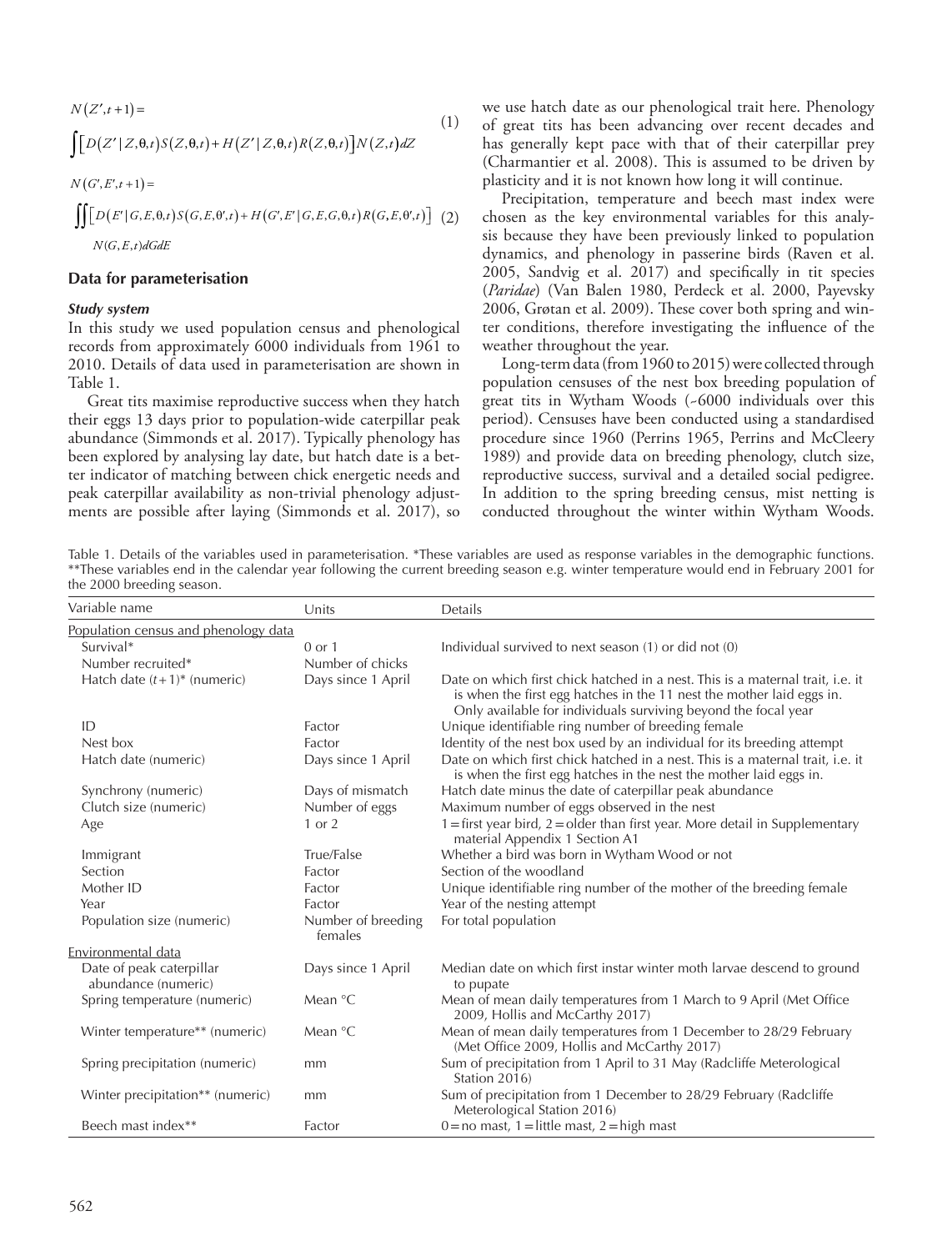$$N(Z', t+1) = \int \left[ D(Z' \mid Z, \theta, t) S(Z, \theta, t) + H(Z' \mid Z, \theta, t) R(Z, \theta, t) \right] N(Z, t) dZ \quad (1)$$

$$N(G', E', t+1) = \iint \left[ D(E' \mid G, E, \theta, t) S(G, E, \theta', t) + H(G', E' \mid G, E, G, \theta, t) R(G, E, \theta', t) \right] N(G, E, t) dG dE \quad (2)$$

## Data for parameterisation

### Study system

In this study we used population census and phenological records from approximately 6000 individuals from 1961 to 2010. Details of data used in parameterisation are shown in Table 1.

Great tits maximise reproductive success when they hatch their eggs 13 days prior to population-wide caterpillar peak abundance (Simmonds et al. 2017). Typically phenology has been explored by analysing lay date, but hatch date is a better indicator of matching between chick energetic needs and peak caterpillar availability as non-trivial phenology adjustments are possible after laying (Simmonds et al. 2017), so we use hatch date as our phenological trait here. Phenology of great tits has been advancing over recent decades and has generally kept pace with that of their caterpillar prey (Charmantier et al. 2008). This is assumed to be driven by plasticity and it is not known how long it will continue.

Precipitation, temperature and beech mast index were chosen as the key environmental variables for this analysis because they have been previously linked to population dynamics, and phenology in passerine birds (Raven et al. 2005, Sandvig et al. 2017) and specifically in tit species (*Paridae*) (Van Balen 1980, Perdeck et al. 2000, Payevsky 2006, Grøtan et al. 2009). These cover both spring and winter conditions, therefore investigating the influence of the weather throughout the year.

Long-term data (from 1960 to 2015) were collected through population censuses of the nest box breeding population of great tits in Wytham Woods (~6000 individuals over this period). Censuses have been conducted using a standardised procedure since 1960 (Perrins 1965, Perrins and McCleery 1989) and provide data on breeding phenology, clutch size, reproductive success, survival and a detailed social pedigree. In addition to the spring breeding census, mist netting is conducted throughout the winter within Wytham Woods.

Table 1. Details of the variables used in parameterisation. *These variables are used as response variables in the demographic functions. **These variables end in the calendar year following the current breeding season e.g. winter temperature would end in February 2001 for the 2000 breeding season.

| Variable name | Units | Details |
|---|---|---|
| Population census and phenology data | | |
| Survival* | 0 or 1 | Individual survived to next season (1) or did not (0) |
| Number recruited* | Number of chicks | |
| Hatch date (t+1)* (numeric) | Days since 1 April | Date on which first chick hatched in a nest. This is a maternal trait, i.e. it is when the first egg hatches in the 11 nest the mother laid eggs in. Only available for individuals surviving beyond the focal year |
| ID | Factor | Unique identifiable ring number of breeding female |
| Nest box | Factor | Identity of the nest box used by an individual for its breeding attempt |
| Hatch date (numeric) | Days since 1 April | Date on which first chick hatched in a nest. This is a maternal trait, i.e. it is when the first egg hatches in the nest the mother laid eggs in. |
| Synchrony (numeric) | Days of mismatch | Hatch date minus the date of caterpillar peak abundance |
| Clutch size (numeric) | Number of eggs | Maximum number of eggs observed in the nest |
| Age | 1 or 2 | 1 = first year bird, 2 = older than first year. More detail in Supplementary material Appendix 1 Section A1 |
| Immigrant | True/False | Whether a bird was born in Wytham Wood or not |
| Section | Factor | Section of the woodland |
| Mother ID | Factor | Unique identifiable ring number of the mother of the breeding female |
| Year | Factor | Year of the nesting attempt |
| Population size (numeric) | Number of breeding females | For total population |
| Environmental data | | |
| Date of peak caterpillar abundance (numeric) | Days since 1 April | Median date on which first instar winter moth larvae descend to ground to pupate |
| Spring temperature (numeric) | Mean °C | Mean of mean daily temperatures from 1 March to 9 April (Met Office 2009, Hollis and McCarthy 2017) |
| Winter temperature** (numeric) | Mean °C | Mean of mean daily temperatures from 1 December to 28/29 February (Met Office 2009, Hollis and McCarthy 2017) |
| Spring precipitation (numeric) | mm | Sum of precipitation from 1 April to 31 May (Radcliffe Meterological Station 2016) |
| Winter precipitation** (numeric) | mm | Sum of precipitation from 1 December to 28/29 February (Radcliffe Meterological Station 2016) |
| Beech mast index** | Factor | 0 = no mast, 1 = little mast, 2 = high mast |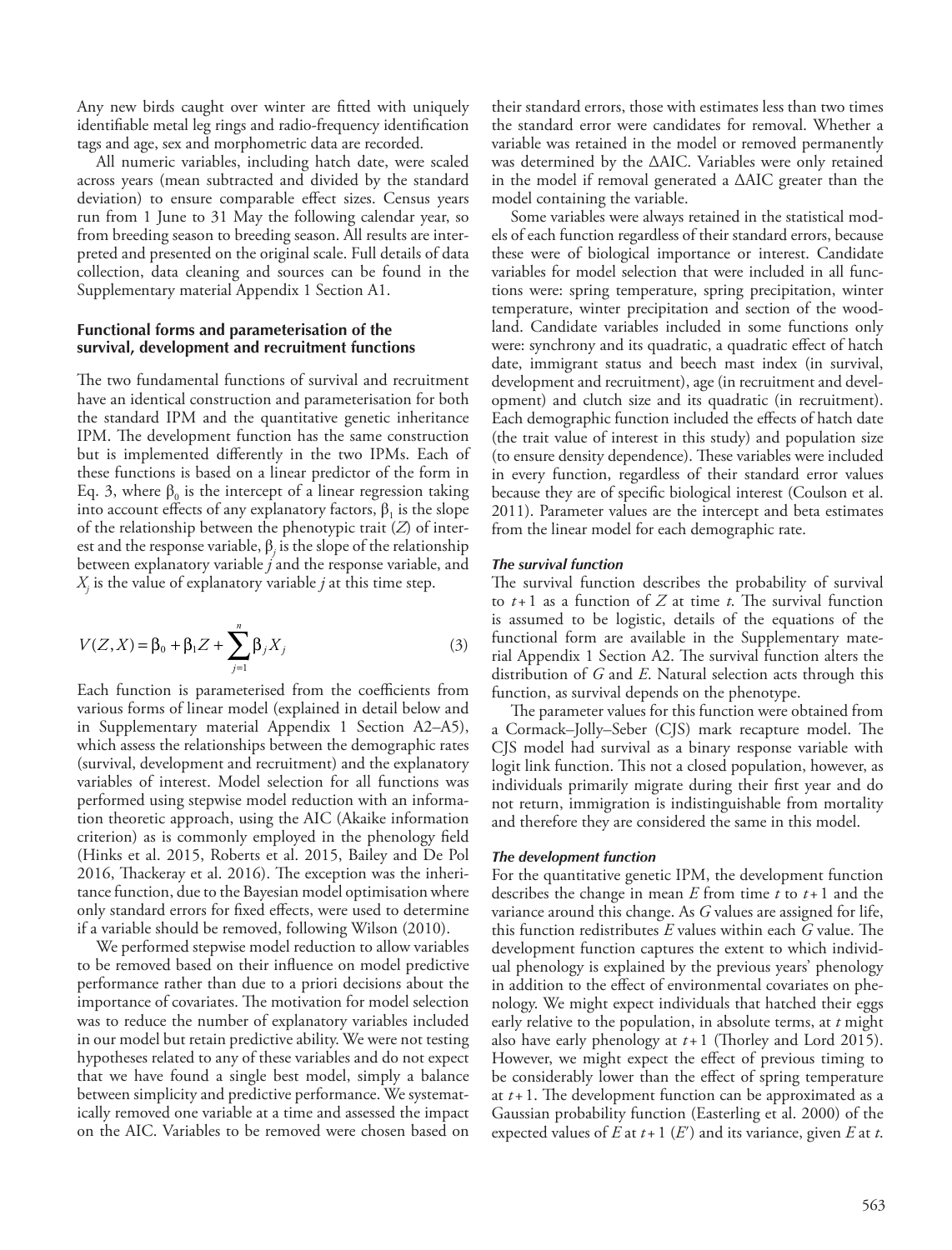Any new birds caught over winter are fitted with uniquely identifiable metal leg rings and radio-frequency identification tags and age, sex and morphometric data are recorded.

All numeric variables, including hatch date, were scaled across years (mean subtracted and divided by the standard deviation) to ensure comparable effect sizes. Census years run from 1 June to 31 May the following calendar year, so from breeding season to breeding season. All results are interpreted and presented on the original scale. Full details of data collection, data cleaning and sources can be found in the Supplementary material Appendix 1 Section A1.

### Functional forms and parameterisation of the survival, development and recruitment functions

The two fundamental functions of survival and recruitment have an identical construction and parameterisation for both the standard IPM and the quantitative genetic inheritance IPM. The development function has the same construction but is implemented differently in the two IPMs. Each of these functions is based on a linear predictor of the form in Eq. 3, where $\beta_0$ is the intercept of a linear regression taking into account effects of any explanatory factors, $\beta_1$ is the slope of the relationship between the phenotypic trait ($Z$) of interest and the response variable, $\beta_j$ is the slope of the relationship between explanatory variable $j$ and the response variable, and $X_j$ is the value of explanatory variable $j$ at this time step.

$$V(Z, X) = \beta_0 + \beta_1 Z + \sum_{j=1}^{n} \beta_j X_j \tag{3}$$

Each function is parameterised from the coefficients from various forms of linear model (explained in detail below and in Supplementary material Appendix 1 Section A2–A5), which assess the relationships between the demographic rates (survival, development and recruitment) and the explanatory variables of interest. Model selection for all functions was performed using stepwise model reduction with an information theoretic approach, using the AIC (Akaike information criterion) as is commonly employed in the phenology field (Hinks et al. 2015, Roberts et al. 2015, Bailey and De Pol 2016, Thackeray et al. 2016). The exception was the inheritance function, due to the Bayesian model optimisation where only standard errors for fixed effects, were used to determine if a variable should be removed, following Wilson (2010).

We performed stepwise model reduction to allow variables to be removed based on their influence on model predictive performance rather than due to a priori decisions about the importance of covariates. The motivation for model selection was to reduce the number of explanatory variables included in our model but retain predictive ability. We were not testing hypotheses related to any of these variables and do not expect that we have found a single best model, simply a balance between simplicity and predictive performance. We systematically removed one variable at a time and assessed the impact on the AIC. Variables to be removed were chosen based on their standard errors, those with estimates less than two times the standard error were candidates for removal. Whether a variable was retained in the model or removed permanently was determined by the ΔAIC. Variables were only retained in the model if removal generated a ΔAIC greater than the model containing the variable.

Some variables were always retained in the statistical models of each function regardless of their standard errors, because these were of biological importance or interest. Candidate variables for model selection that were included in all functions were: spring temperature, spring precipitation, winter temperature, winter precipitation and section of the woodland. Candidate variables included in some functions only were: synchrony and its quadratic, a quadratic effect of hatch date, immigrant status and beech mast index (in survival, development and recruitment), age (in recruitment and development) and clutch size and its quadratic (in recruitment). Each demographic function included the effects of hatch date (the trait value of interest in this study) and population size (to ensure density dependence). These variables were included in every function, regardless of their standard error values because they are of specific biological interest (Coulson et al. 2011). Parameter values are the intercept and beta estimates from the linear model for each demographic rate.

#### *The survival function*

The survival function describes the probability of survival to $t+1$ as a function of $Z$ at time $t$. The survival function is assumed to be logistic, details of the equations of the functional form are available in the Supplementary material Appendix 1 Section A2. The survival function alters the distribution of $G$ and $E$. Natural selection acts through this function, as survival depends on the phenotype.

The parameter values for this function were obtained from a Cormack–Jolly–Seber (CJS) mark recapture model. The CJS model had survival as a binary response variable with logit link function. This not a closed population, however, as individuals primarily migrate during their first year and do not return, immigration is indistinguishable from mortality and therefore they are considered the same in this model.

#### *The development function*

For the quantitative genetic IPM, the development function describes the change in mean $E$ from time $t$ to $t+1$ and the variance around this change. As $G$ values are assigned for life, this function redistributes $E$ values within each $G$ value. The development function captures the extent to which individual phenology is explained by the previous years' phenology in addition to the effect of environmental covariates on phenology. We might expect individuals that hatched their eggs early relative to the population, in absolute terms, at $t$ might also have early phenology at $t+1$ (Thorley and Lord 2015). However, we might expect the effect of previous timing to be considerably lower than the effect of spring temperature at $t+1$. The development function can be approximated as a Gaussian probability function (Easterling et al. 2000) of the expected values of $E$ at $t+1$ ($E'$) and its variance, given $E$ at $t$.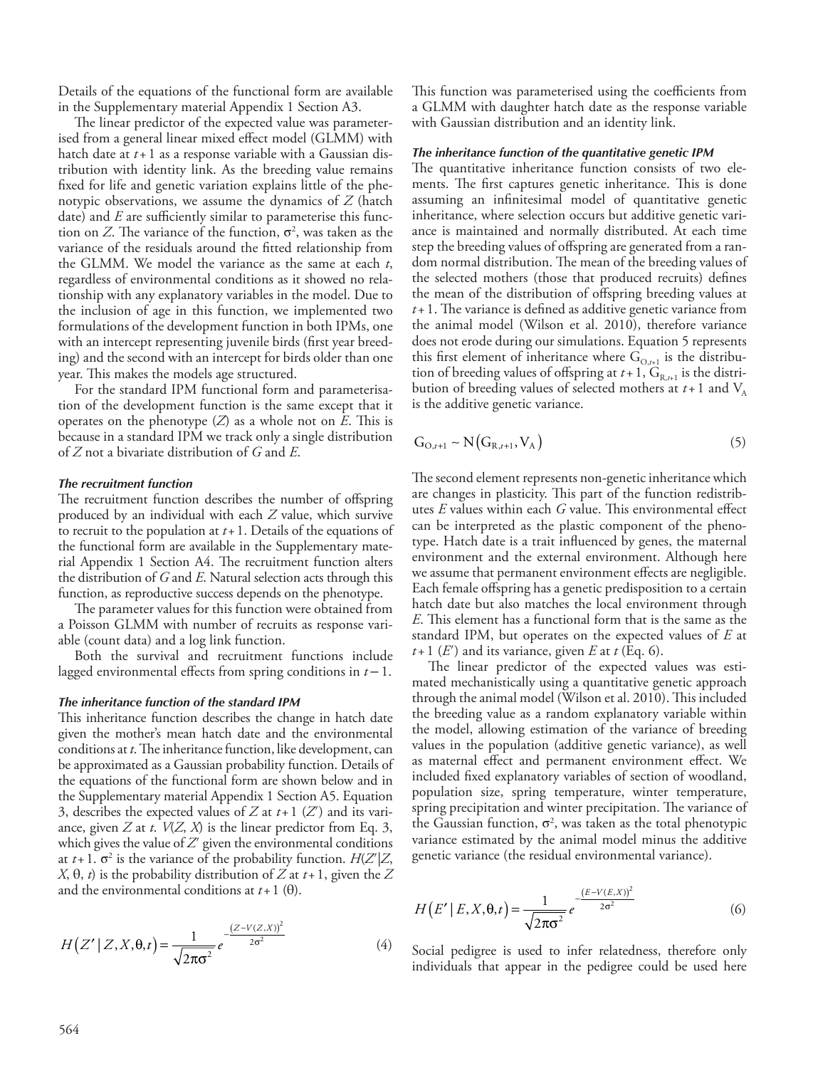Details of the equations of the functional form are available in the Supplementary material Appendix 1 Section A3.

The linear predictor of the expected value was parameterised from a general linear mixed effect model (GLMM) with hatch date at $t+1$ as a response variable with a Gaussian distribution with identity link. As the breeding value remains fixed for life and genetic variation explains little of the phenotypic observations, we assume the dynamics of $Z$ (hatch date) and $E$ are sufficiently similar to parameterise this function on $Z$. The variance of the function, $\sigma^2$, was taken as the variance of the residuals around the fitted relationship from the GLMM. We model the variance as the same at each $t$, regardless of environmental conditions as it showed no relationship with any explanatory variables in the model. Due to the inclusion of age in this function, we implemented two formulations of the development function in both IPMs, one with an intercept representing juvenile birds (first year breeding) and the second with an intercept for birds older than one year. This makes the models age structured.

For the standard IPM functional form and parameterisation of the development function is the same except that it operates on the phenotype ($Z$) as a whole not on $E$. This is because in a standard IPM we track only a single distribution of $Z$ not a bivariate distribution of $G$ and $E$.

#### The recruitment function

The recruitment function describes the number of offspring produced by an individual with each $Z$ value, which survive to recruit to the population at $t+1$. Details of the equations of the functional form are available in the Supplementary material Appendix 1 Section A4. The recruitment function alters the distribution of $G$ and $E$. Natural selection acts through this function, as reproductive success depends on the phenotype.

The parameter values for this function were obtained from a Poisson GLMM with number of recruits as response variable (count data) and a log link function.

Both the survival and recruitment functions include lagged environmental effects from spring conditions in $t-1$.

#### The inheritance function of the standard IPM

This inheritance function describes the change in hatch date given the mother's mean hatch date and the environmental conditions at $t$. The inheritance function, like development, can be approximated as a Gaussian probability function. Details of the equations of the functional form are shown below and in the Supplementary material Appendix 1 Section A5. Equation 3, describes the expected values of $Z$ at $t+1$ ($Z'$) and its variance, given $Z$ at $t$. $V(Z, X)$ is the linear predictor from Eq. 3, which gives the value of $Z'$ given the environmental conditions at $t+1$. $\sigma^2$ is the variance of the probability function. $H(Z'|Z, X, \theta, t)$ is the probability distribution of $Z$ at $t+1$, given the $Z$ and the environmental conditions at $t+1$ ($\theta$).

$$H(Z' \mid Z, X, \theta, t) = \frac{1}{\sqrt{2\pi\sigma^2}} e^{-\frac{(Z - V(Z,X))^2}{2\sigma^2}} \tag{4}$$

This function was parameterised using the coefficients from a GLMM with daughter hatch date as the response variable with Gaussian distribution and an identity link.

#### The inheritance function of the quantitative genetic IPM

The quantitative inheritance function consists of two elements. The first captures genetic inheritance. This is done assuming an infinitesimal model of quantitative genetic inheritance, where selection occurs but additive genetic variance is maintained and normally distributed. At each time step the breeding values of offspring are generated from a random normal distribution. The mean of the breeding values of the selected mothers (those that produced recruits) defines the mean of the distribution of offspring breeding values at $t+1$. The variance is defined as additive genetic variance from the animal model (Wilson et al. 2010), therefore variance does not erode during our simulations. Equation 5 represents this first element of inheritance where $G_{O,t+1}$ is the distribution of breeding values of offspring at $t+1$, $G_{R,t+1}$ is the distribution of breeding values of selected mothers at $t+1$ and $V_A$ is the additive genetic variance.

$$G_{O,t+1} \sim N(G_{R,t+1}, V_A) \tag{5}$$

The second element represents non-genetic inheritance which are changes in plasticity. This part of the function redistributes $E$ values within each $G$ value. This environmental effect can be interpreted as the plastic component of the phenotype. Hatch date is a trait influenced by genes, the maternal environment and the external environment. Although here we assume that permanent environment effects are negligible. Each female offspring has a genetic predisposition to a certain hatch date but also matches the local environment through $E$. This element has a functional form that is the same as the standard IPM, but operates on the expected values of $E$ at $t+1$ ($E'$) and its variance, given $E$ at $t$ (Eq. 6).

The linear predictor of the expected values was estimated mechanistically using a quantitative genetic approach through the animal model (Wilson et al. 2010). This included the breeding value as a random explanatory variable within the model, allowing estimation of the variance of breeding values in the population (additive genetic variance), as well as maternal effect and permanent environment effect. We included fixed explanatory variables of section of woodland, population size, spring temperature, winter temperature, spring precipitation and winter precipitation. The variance of the Gaussian function, $\sigma^2$, was taken as the total phenotypic variance estimated by the animal model minus the additive genetic variance (the residual environmental variance).

$$H(E' \mid E, X, \theta, t) = \frac{1}{\sqrt{2\pi\sigma^2}} e^{-\frac{(E - V(E,X))^2}{2\sigma^2}} \tag{6}$$

Social pedigree is used to infer relatedness, therefore only individuals that appear in the pedigree could be used here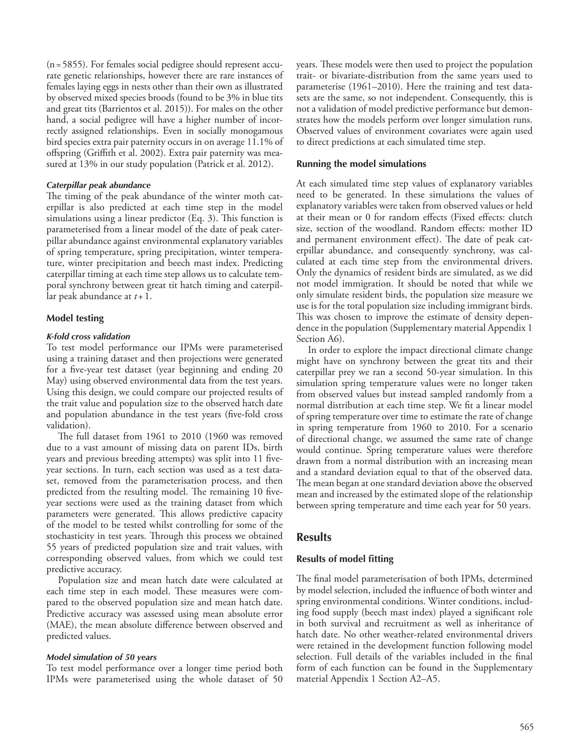(n = 5855). For females social pedigree should represent accurate genetic relationships, however there are rare instances of females laying eggs in nests other than their own as illustrated by observed mixed species broods (found to be 3% in blue tits and great tits (Barrientos et al. 2015)). For males on the other hand, a social pedigree will have a higher number of incorrectly assigned relationships. Even in socially monogamous bird species extra pair paternity occurs in on average 11.1% of offspring (Griffith et al. 2002). Extra pair paternity was measured at 13% in our study population (Patrick et al. 2012).

#### *Caterpillar peak abundance*

The timing of the peak abundance of the winter moth caterpillar is also predicted at each time step in the model simulations using a linear predictor (Eq. 3). This function is parameterised from a linear model of the date of peak caterpillar abundance against environmental explanatory variables of spring temperature, spring precipitation, winter temperature, winter precipitation and beech mast index. Predicting caterpillar timing at each time step allows us to calculate temporal synchrony between great tit hatch timing and caterpillar peak abundance at $t+1$.

### Model testing

#### *K-fold cross validation*

To test model performance our IPMs were parameterised using a training dataset and then projections were generated for a five-year test dataset (year beginning and ending 20 May) using observed environmental data from the test years. Using this design, we could compare our projected results of the trait value and population size to the observed hatch date and population abundance in the test years (five-fold cross validation).

The full dataset from 1961 to 2010 (1960 was removed due to a vast amount of missing data on parent IDs, birth years and previous breeding attempts) was split into 11 five-year sections. In turn, each section was used as a test dataset, removed from the parameterisation process, and then predicted from the resulting model. The remaining 10 five-year sections were used as the training dataset from which parameters were generated. This allows predictive capacity of the model to be tested whilst controlling for some of the stochasticity in test years. Through this process we obtained 55 years of predicted population size and trait values, with corresponding observed values, from which we could test predictive accuracy.

Population size and mean hatch date were calculated at each time step in each model. These measures were compared to the observed population size and mean hatch date. Predictive accuracy was assessed using mean absolute error (MAE), the mean absolute difference between observed and predicted values.

#### *Model simulation of 50 years*

To test model performance over a longer time period both IPMs were parameterised using the whole dataset of 50 years. These models were then used to project the population trait- or bivariate-distribution from the same years used to parameterise (1961–2010). Here the training and test datasets are the same, so not independent. Consequently, this is not a validation of model predictive performance but demonstrates how the models perform over longer simulation runs. Observed values of environment covariates were again used to direct predictions at each simulated time step.

### Running the model simulations

At each simulated time step values of explanatory variables need to be generated. In these simulations the values of explanatory variables were taken from observed values or held at their mean or 0 for random effects (Fixed effects: clutch size, section of the woodland. Random effects: mother ID and permanent environment effect). The date of peak caterpillar abundance, and consequently synchrony, was calculated at each time step from the environmental drivers. Only the dynamics of resident birds are simulated, as we did not model immigration. It should be noted that while we only simulate resident birds, the population size measure we use is for the total population size including immigrant birds. This was chosen to improve the estimate of density dependence in the population (Supplementary material Appendix 1 Section A6).

In order to explore the impact directional climate change might have on synchrony between the great tits and their caterpillar prey we ran a second 50-year simulation. In this simulation spring temperature values were no longer taken from observed values but instead sampled randomly from a normal distribution at each time step. We fit a linear model of spring temperature over time to estimate the rate of change in spring temperature from 1960 to 2010. For a scenario of directional change, we assumed the same rate of change would continue. Spring temperature values were therefore drawn from a normal distribution with an increasing mean and a standard deviation equal to that of the observed data. The mean began at one standard deviation above the observed mean and increased by the estimated slope of the relationship between spring temperature and time each year for 50 years.

## Results

### Results of model fitting

The final model parameterisation of both IPMs, determined by model selection, included the influence of both winter and spring environmental conditions. Winter conditions, including food supply (beech mast index) played a significant role in both survival and recruitment as well as inheritance of hatch date. No other weather-related environmental drivers were retained in the development function following model selection. Full details of the variables included in the final form of each function can be found in the Supplementary material Appendix 1 Section A2–A5.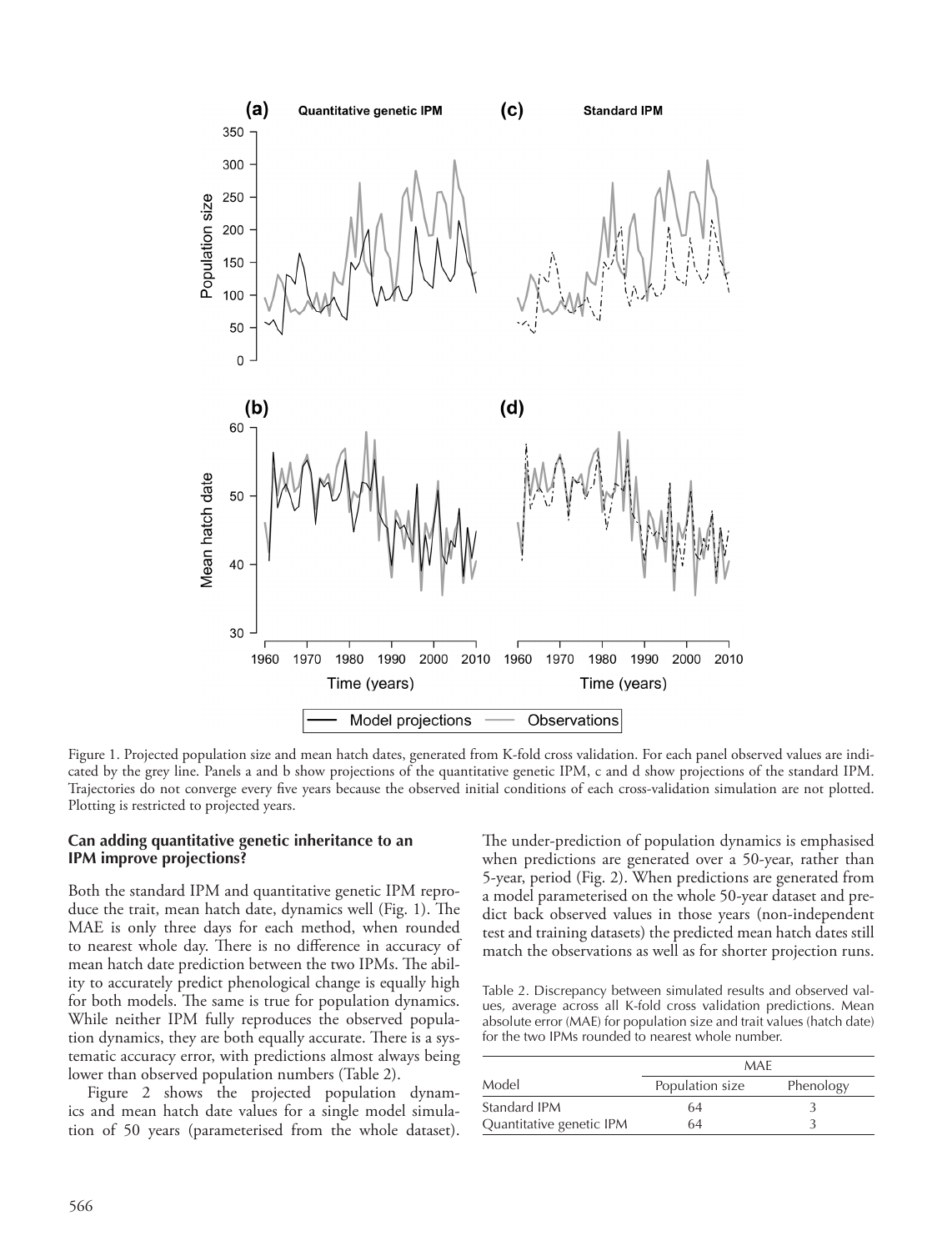Figure 1. Projected population size and mean hatch dates, generated from K-fold cross validation. For each panel observed values are indicated by the grey line. Panels a and b show projections of the quantitative genetic IPM, c and d show projections of the standard IPM. Trajectories do not converge every five years because the observed initial conditions of each cross-validation simulation are not plotted. Plotting is restricted to projected years.

### Can adding quantitative genetic inheritance to an IPM improve projections?

Both the standard IPM and quantitative genetic IPM reproduce the trait, mean hatch date, dynamics well (Fig. 1). The MAE is only three days for each method, when rounded to nearest whole day. There is no difference in accuracy of mean hatch date prediction between the two IPMs. The ability to accurately predict phenological change is equally high for both models. The same is true for population dynamics. While neither IPM fully reproduces the observed population dynamics, they are both equally accurate. There is a systematic accuracy error, with predictions almost always being lower than observed population numbers (Table 2).

Figure 2 shows the projected population dynamics and mean hatch date values for a single model simulation of 50 years (parameterised from the whole dataset). The under-prediction of population dynamics is emphasised when predictions are generated over a 50-year, rather than 5-year, period (Fig. 2). When predictions are generated from a model parameterised on the whole 50-year dataset and predict back observed values in those years (non-independent test and training datasets) the predicted mean hatch dates still match the observations as well as for shorter projection runs.

Table 2. Discrepancy between simulated results and observed values, average across all K-fold cross validation predictions. Mean absolute error (MAE) for population size and trait values (hatch date) for the two IPMs rounded to nearest whole number.

| | MAE | |
|---|---|---|
| Model | Population size | Phenology |
| Standard IPM | 64 | 3 |
| Quantitative genetic IPM | 64 | 3 |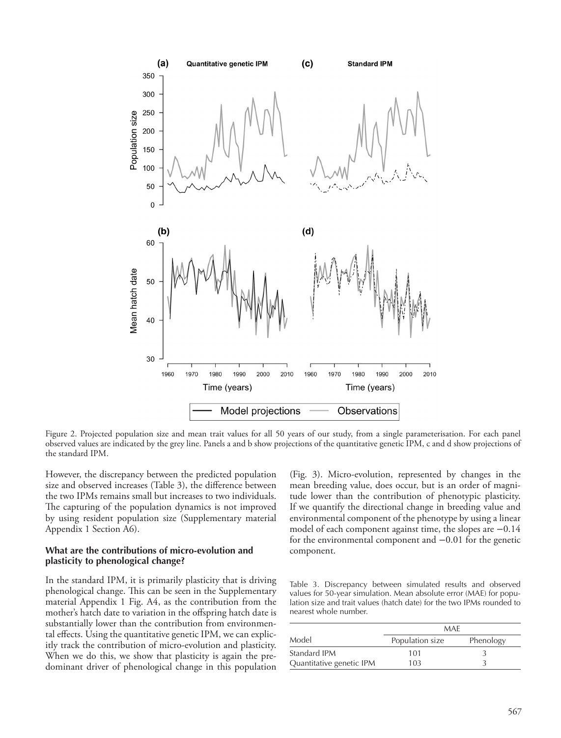Figure 2. Projected population size and mean trait values for all 50 years of our study, from a single parameterisation. For each panel observed values are indicated by the grey line. Panels a and b show projections of the quantitative genetic IPM, c and d show projections of the standard IPM.

However, the discrepancy between the predicted population size and observed increases (Table 3), the difference between the two IPMs remains small but increases to two individuals. The capturing of the population dynamics is not improved by using resident population size (Supplementary material Appendix 1 Section A6).

### What are the contributions of micro-evolution and plasticity to phenological change?

In the standard IPM, it is primarily plasticity that is driving phenological change. This can be seen in the Supplementary material Appendix 1 Fig. A4, as the contribution from the mother's hatch date to variation in the offspring hatch date is substantially lower than the contribution from environmental effects. Using the quantitative genetic IPM, we can explicitly track the contribution of micro-evolution and plasticity. When we do this, we show that plasticity is again the predominant driver of phenological change in this population (Fig. 3). Micro-evolution, represented by changes in the mean breeding value, does occur, but is an order of magnitude lower than the contribution of phenotypic plasticity. If we quantify the directional change in breeding value and environmental component of the phenotype by using a linear model of each component against time, the slopes are $-0.14$ for the environmental component and $-0.01$ for the genetic component.

Table 3. Discrepancy between simulated results and observed values for 50-year simulation. Mean absolute error (MAE) for population size and trait values (hatch date) for the two IPMs rounded to nearest whole number.

| | MAE | |
|---|---|---|
| Model | Population size | Phenology |
| Standard IPM | 101 | 3 |
| Quantitative genetic IPM | 103 | 3 |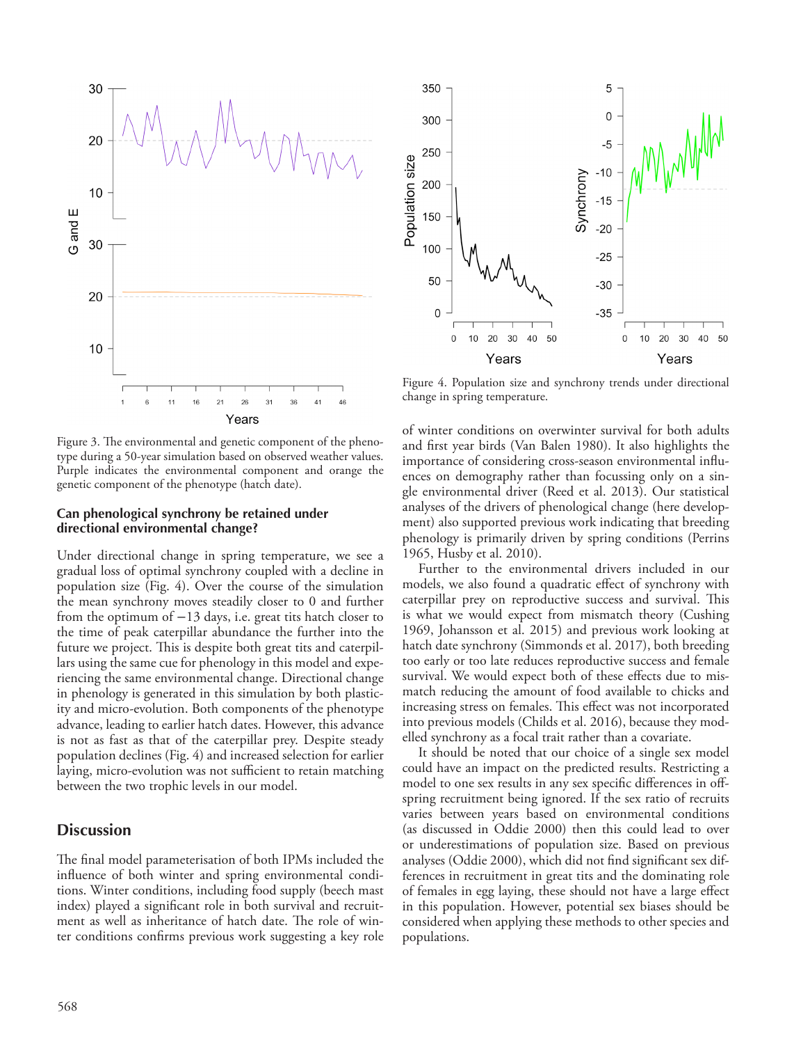Figure 3. The environmental and genetic component of the phenotype during a 50-year simulation based on observed weather values. Purple indicates the environmental component and orange the genetic component of the phenotype (hatch date).

Figure 4. Population size and synchrony trends under directional change in spring temperature.

### Can phenological synchrony be retained under directional environmental change?

Under directional change in spring temperature, we see a gradual loss of optimal synchrony coupled with a decline in population size (Fig. 4). Over the course of the simulation the mean synchrony moves steadily closer to 0 and further from the optimum of −13 days, i.e. great tits hatch closer to the time of peak caterpillar abundance the further into the future we project. This is despite both great tits and caterpillars using the same cue for phenology in this model and experiencing the same environmental change. Directional change in phenology is generated in this simulation by both plasticity and micro-evolution. Both components of the phenotype advance, leading to earlier hatch dates. However, this advance is not as fast as that of the caterpillar prey. Despite steady population declines (Fig. 4) and increased selection for earlier laying, micro-evolution was not sufficient to retain matching between the two trophic levels in our model.

## Discussion

The final model parameterisation of both IPMs included the influence of both winter and spring environmental conditions. Winter conditions, including food supply (beech mast index) played a significant role in both survival and recruitment as well as inheritance of hatch date. The role of winter conditions confirms previous work suggesting a key role of winter conditions on overwinter survival for both adults and first year birds (Van Balen 1980). It also highlights the importance of considering cross-season environmental influences on demography rather than focussing only on a single environmental driver (Reed et al. 2013). Our statistical analyses of the drivers of phenological change (here development) also supported previous work indicating that breeding phenology is primarily driven by spring conditions (Perrins 1965, Husby et al. 2010).

Further to the environmental drivers included in our models, we also found a quadratic effect of synchrony with caterpillar prey on reproductive success and survival. This is what we would expect from mismatch theory (Cushing 1969, Johansson et al. 2015) and previous work looking at hatch date synchrony (Simmonds et al. 2017), both breeding too early or too late reduces reproductive success and female survival. We would expect both of these effects due to mismatch reducing the amount of food available to chicks and increasing stress on females. This effect was not incorporated into previous models (Childs et al. 2016), because they modelled synchrony as a focal trait rather than a covariate.

It should be noted that our choice of a single sex model could have an impact on the predicted results. Restricting a model to one sex results in any sex specific differences in offspring recruitment being ignored. If the sex ratio of recruits varies between years based on environmental conditions (as discussed in Oddie 2000) then this could lead to over or underestimations of population size. Based on previous analyses (Oddie 2000), which did not find significant sex differences in recruitment in great tits and the dominating role of females in egg laying, these should not have a large effect in this population. However, potential sex biases should be considered when applying these methods to other species and populations.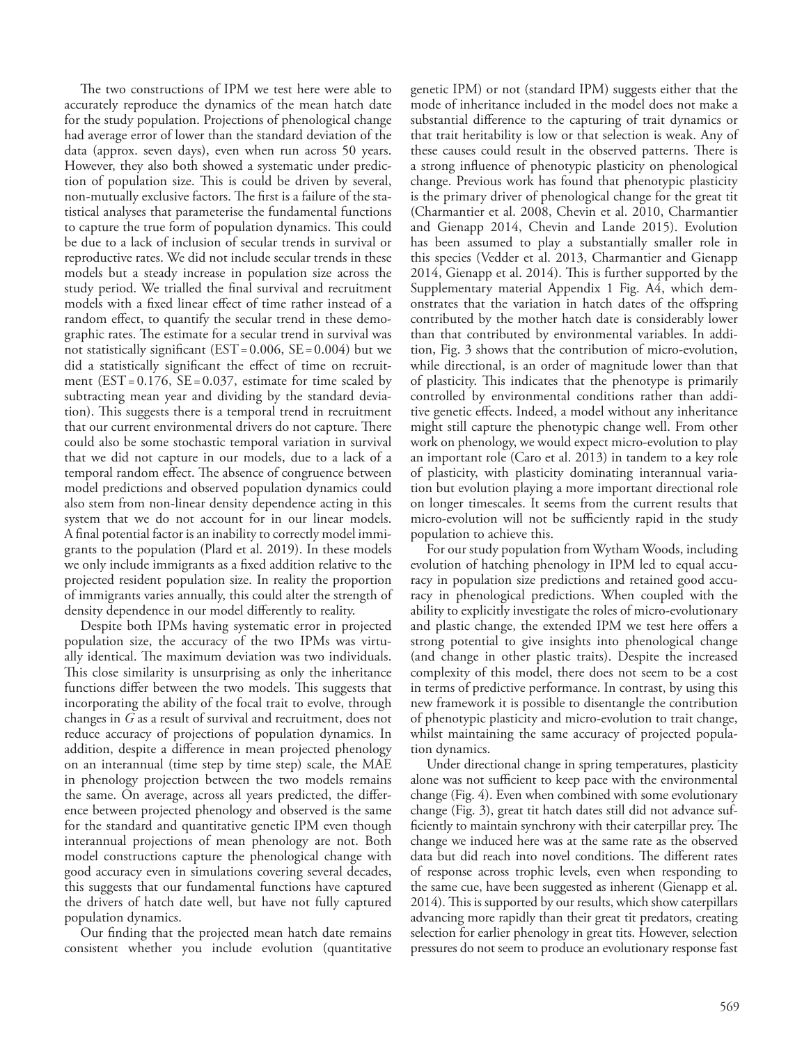The two constructions of IPM we test here were able to accurately reproduce the dynamics of the mean hatch date for the study population. Projections of phenological change had average error of lower than the standard deviation of the data (approx. seven days), even when run across 50 years. However, they also both showed a systematic under prediction of population size. This is could be driven by several, non-mutually exclusive factors. The first is a failure of the statistical analyses that parameterise the fundamental functions to capture the true form of population dynamics. This could be due to a lack of inclusion of secular trends in survival or reproductive rates. We did not include secular trends in these models but a steady increase in population size across the study period. We trialled the final survival and recruitment models with a fixed linear effect of time rather instead of a random effect, to quantify the secular trend in these demographic rates. The estimate for a secular trend in survival was not statistically significant (EST = 0.006, SE = 0.004) but we did a statistically significant the effect of time on recruitment (EST = 0.176, SE = 0.037, estimate for time scaled by subtracting mean year and dividing by the standard deviation). This suggests there is a temporal trend in recruitment that our current environmental drivers do not capture. There could also be some stochastic temporal variation in survival that we did not capture in our models, due to a lack of a temporal random effect. The absence of congruence between model predictions and observed population dynamics could also stem from non-linear density dependence acting in this system that we do not account for in our linear models. A final potential factor is an inability to correctly model immigrants to the population (Plard et al. 2019). In these models we only include immigrants as a fixed addition relative to the projected resident population size. In reality the proportion of immigrants varies annually, this could alter the strength of density dependence in our model differently to reality.

Despite both IPMs having systematic error in projected population size, the accuracy of the two IPMs was virtually identical. The maximum deviation was two individuals. This close similarity is unsurprising as only the inheritance functions differ between the two models. This suggests that incorporating the ability of the focal trait to evolve, through changes in *G* as a result of survival and recruitment, does not reduce accuracy of projections of population dynamics. In addition, despite a difference in mean projected phenology on an interannual (time step by time step) scale, the MAE in phenology projection between the two models remains the same. On average, across all years predicted, the difference between projected phenology and observed is the same for the standard and quantitative genetic IPM even though interannual projections of mean phenology are not. Both model constructions capture the phenological change with good accuracy even in simulations covering several decades, this suggests that our fundamental functions have captured the drivers of hatch date well, but have not fully captured population dynamics.

Our finding that the projected mean hatch date remains consistent whether you include evolution (quantitative genetic IPM) or not (standard IPM) suggests either that the mode of inheritance included in the model does not make a substantial difference to the capturing of trait dynamics or that trait heritability is low or that selection is weak. Any of these causes could result in the observed patterns. There is a strong influence of phenotypic plasticity on phenological change. Previous work has found that phenotypic plasticity is the primary driver of phenological change for the great tit (Charmantier et al. 2008, Chevin et al. 2010, Charmantier and Gienapp 2014, Chevin and Lande 2015). Evolution has been assumed to play a substantially smaller role in this species (Vedder et al. 2013, Charmantier and Gienapp 2014, Gienapp et al. 2014). This is further supported by the Supplementary material Appendix 1 Fig. A4, which demonstrates that the variation in hatch dates of the offspring contributed by the mother hatch date is considerably lower than that contributed by environmental variables. In addition, Fig. 3 shows that the contribution of micro-evolution, while directional, is an order of magnitude lower than that of plasticity. This indicates that the phenotype is primarily controlled by environmental conditions rather than additive genetic effects. Indeed, a model without any inheritance might still capture the phenotypic change well. From other work on phenology, we would expect micro-evolution to play an important role (Caro et al. 2013) in tandem to a key role of plasticity, with plasticity dominating interannual variation but evolution playing a more important directional role on longer timescales. It seems from the current results that micro-evolution will not be sufficiently rapid in the study population to achieve this.

For our study population from Wytham Woods, including evolution of hatching phenology in IPM led to equal accuracy in population size predictions and retained good accuracy in phenological predictions. When coupled with the ability to explicitly investigate the roles of micro-evolutionary and plastic change, the extended IPM we test here offers a strong potential to give insights into phenological change (and change in other plastic traits). Despite the increased complexity of this model, there does not seem to be a cost in terms of predictive performance. In contrast, by using this new framework it is possible to disentangle the contribution of phenotypic plasticity and micro-evolution to trait change, whilst maintaining the same accuracy of projected population dynamics.

Under directional change in spring temperatures, plasticity alone was not sufficient to keep pace with the environmental change (Fig. 4). Even when combined with some evolutionary change (Fig. 3), great tit hatch dates still did not advance sufficiently to maintain synchrony with their caterpillar prey. The change we induced here was at the same rate as the observed data but did reach into novel conditions. The different rates of response across trophic levels, even when responding to the same cue, have been suggested as inherent (Gienapp et al. 2014). This is supported by our results, which show caterpillars advancing more rapidly than their great tit predators, creating selection for earlier phenology in great tits. However, selection pressures do not seem to produce an evolutionary response fast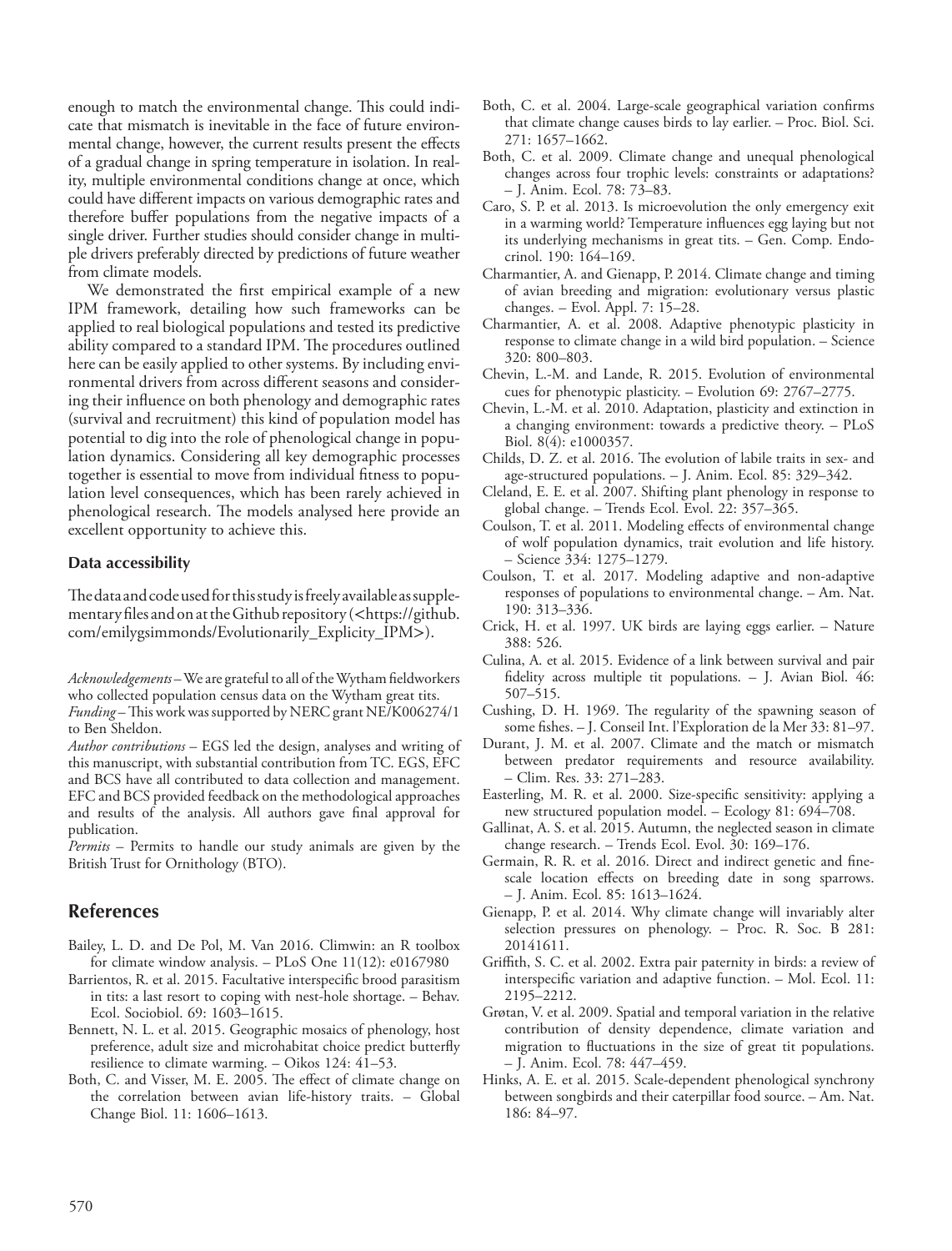enough to match the environmental change. This could indicate that mismatch is inevitable in the face of future environmental change, however, the current results present the effects of a gradual change in spring temperature in isolation. In reality, multiple environmental conditions change at once, which could have different impacts on various demographic rates and therefore buffer populations from the negative impacts of a single driver. Further studies should consider change in multiple drivers preferably directed by predictions of future weather from climate models.

We demonstrated the first empirical example of a new IPM framework, detailing how such frameworks can be applied to real biological populations and tested its predictive ability compared to a standard IPM. The procedures outlined here can be easily applied to other systems. By including environmental drivers from across different seasons and considering their influence on both phenology and demographic rates (survival and recruitment) this kind of population model has potential to dig into the role of phenological change in population dynamics. Considering all key demographic processes together is essential to move from individual fitness to population level consequences, which has been rarely achieved in phenological research. The models analysed here provide an excellent opportunity to achieve this.

### Data accessibility

The data and code used for this study is freely available as supplementary files and on at the Github repository (<https://github.com/emilygsimmonds/Evolutionarily_Explicity_IPM>).

*Acknowledgements* – We are grateful to all of the Wytham fieldworkers who collected population census data on the Wytham great tits.
*Funding* – This work was supported by NERC grant NE/K006274/1 to Ben Sheldon.
*Author contributions* – EGS led the design, analyses and writing of this manuscript, with substantial contribution from TC. EGS, EFC and BCS have all contributed to data collection and management. EFC and BCS provided feedback on the methodological approaches and results of the analysis. All authors gave final approval for publication.
*Permits* – Permits to handle our study animals are given by the British Trust for Ornithology (BTO).

## References

Bailey, L. D. and De Pol, M. Van 2016. Climwin: an R toolbox for climate window analysis. – PLoS One 11(12): e0167980

Barrientos, R. et al. 2015. Facultative interspecific brood parasitism in tits: a last resort to coping with nest-hole shortage. – Behav. Ecol. Sociobiol. 69: 1603–1615.

Bennett, N. L. et al. 2015. Geographic mosaics of phenology, host preference, adult size and microhabitat choice predict butterfly resilience to climate warming. – Oikos 124: 41–53.

Both, C. and Visser, M. E. 2005. The effect of climate change on the correlation between avian life-history traits. – Global Change Biol. 11: 1606–1613.

Both, C. et al. 2004. Large-scale geographical variation confirms that climate change causes birds to lay earlier. – Proc. Biol. Sci. 271: 1657–1662.

Both, C. et al. 2009. Climate change and unequal phenological changes across four trophic levels: constraints or adaptations? – J. Anim. Ecol. 78: 73–83.

Caro, S. P. et al. 2013. Is microevolution the only emergency exit in a warming world? Temperature influences egg laying but not its underlying mechanisms in great tits. – Gen. Comp. Endocrinol. 190: 164–169.

Charmantier, A. and Gienapp, P. 2014. Climate change and timing of avian breeding and migration: evolutionary versus plastic changes. – Evol. Appl. 7: 15–28.

Charmantier, A. et al. 2008. Adaptive phenotypic plasticity in response to climate change in a wild bird population. – Science 320: 800–803.

Chevin, L.-M. and Lande, R. 2015. Evolution of environmental cues for phenotypic plasticity. – Evolution 69: 2767–2775.

Chevin, L.-M. et al. 2010. Adaptation, plasticity and extinction in a changing environment: towards a predictive theory. – PLoS Biol. 8(4): e1000357.

Childs, D. Z. et al. 2016. The evolution of labile traits in sex- and age-structured populations. – J. Anim. Ecol. 85: 329–342.

Cleland, E. E. et al. 2007. Shifting plant phenology in response to global change. – Trends Ecol. Evol. 22: 357–365.

Coulson, T. et al. 2011. Modeling effects of environmental change of wolf population dynamics, trait evolution and life history. – Science 334: 1275–1279.

Coulson, T. et al. 2017. Modeling adaptive and non-adaptive responses of populations to environmental change. – Am. Nat. 190: 313–336.

Crick, H. et al. 1997. UK birds are laying eggs earlier. – Nature 388: 526.

Culina, A. et al. 2015. Evidence of a link between survival and pair fidelity across multiple tit populations. – J. Avian Biol. 46: 507–515.

Cushing, D. H. 1969. The regularity of the spawning season of some fishes. – J. Conseil Int. l'Exploration de la Mer 33: 81–97.

Durant, J. M. et al. 2007. Climate and the match or mismatch between predator requirements and resource availability. – Clim. Res. 33: 271–283.

Easterling, M. R. et al. 2000. Size-specific sensitivity: applying a new structured population model. – Ecology 81: 694–708.

Gallinat, A. S. et al. 2015. Autumn, the neglected season in climate change research. – Trends Ecol. Evol. 30: 169–176.

Germain, R. R. et al. 2016. Direct and indirect genetic and fine-scale location effects on breeding date in song sparrows. – J. Anim. Ecol. 85: 1613–1624.

Gienapp, P. et al. 2014. Why climate change will invariably alter selection pressures on phenology. – Proc. R. Soc. B 281: 20141611.

Griffith, S. C. et al. 2002. Extra pair paternity in birds: a review of interspecific variation and adaptive function. – Mol. Ecol. 11: 2195–2212.

Grøtan, V. et al. 2009. Spatial and temporal variation in the relative contribution of density dependence, climate variation and migration to fluctuations in the size of great tit populations. – J. Anim. Ecol. 78: 447–459.

Hinks, A. E. et al. 2015. Scale-dependent phenological synchrony between songbirds and their caterpillar food source. – Am. Nat. 186: 84–97.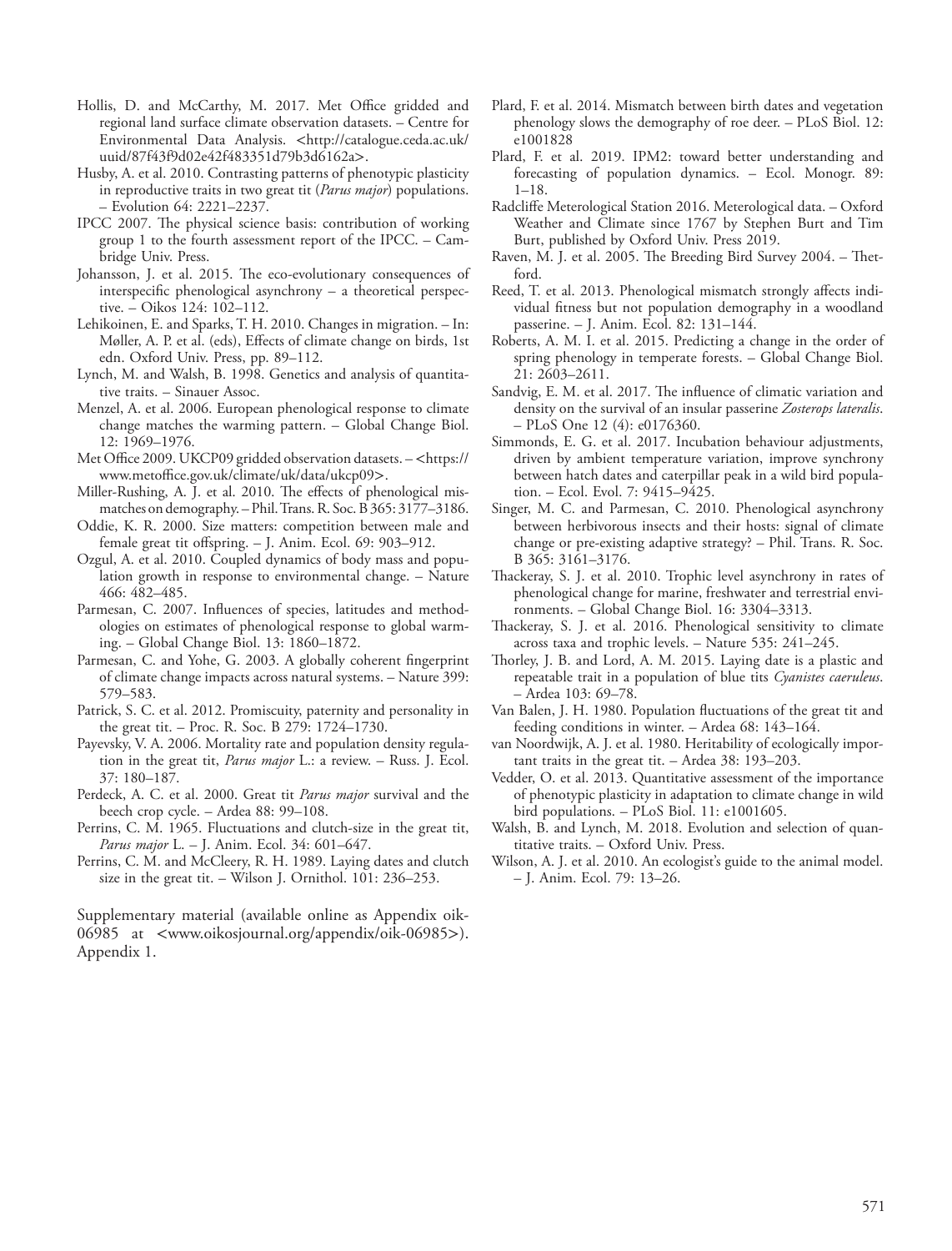Hollis, D. and McCarthy, M. 2017. Met Office gridded and regional land surface climate observation datasets. – Centre for Environmental Data Analysis. <http://catalogue.ceda.ac.uk/uuid/87f43f9d02e42f483351d79b3d6162a>.

Husby, A. et al. 2010. Contrasting patterns of phenotypic plasticity in reproductive traits in two great tit (*Parus major*) populations. – Evolution 64: 2221–2237.

IPCC 2007. The physical science basis: contribution of working group 1 to the fourth assessment report of the IPCC. – Cambridge Univ. Press.

Johansson, J. et al. 2015. The eco-evolutionary consequences of interspecific phenological asynchrony – a theoretical perspective. – Oikos 124: 102–112.

Lehikoinen, E. and Sparks, T. H. 2010. Changes in migration. – In: Møller, A. P. et al. (eds), Effects of climate change on birds, 1st edn. Oxford Univ. Press, pp. 89–112.

Lynch, M. and Walsh, B. 1998. Genetics and analysis of quantitative traits. – Sinauer Assoc.

Menzel, A. et al. 2006. European phenological response to climate change matches the warming pattern. – Global Change Biol. 12: 1969–1976.

Met Office 2009. UKCP09 gridded observation datasets. – <https://www.metoffice.gov.uk/climate/uk/data/ukcp09>.

Miller-Rushing, A. J. et al. 2010. The effects of phenological mismatches on demography. – Phil. Trans. R. Soc. B 365: 3177–3186.

Oddie, K. R. 2000. Size matters: competition between male and female great tit offspring. – J. Anim. Ecol. 69: 903–912.

Ozgul, A. et al. 2010. Coupled dynamics of body mass and population growth in response to environmental change. – Nature 466: 482–485.

Parmesan, C. 2007. Influences of species, latitudes and methodologies on estimates of phenological response to global warming. – Global Change Biol. 13: 1860–1872.

Parmesan, C. and Yohe, G. 2003. A globally coherent fingerprint of climate change impacts across natural systems. – Nature 399: 579–583.

Patrick, S. C. et al. 2012. Promiscuity, paternity and personality in the great tit. – Proc. R. Soc. B 279: 1724–1730.

Payevsky, V. A. 2006. Mortality rate and population density regulation in the great tit, *Parus major* L.: a review. – Russ. J. Ecol. 37: 180–187.

Perdeck, A. C. et al. 2000. Great tit *Parus major* survival and the beech crop cycle. – Ardea 88: 99–108.

Perrins, C. M. 1965. Fluctuations and clutch-size in the great tit, *Parus major* L. – J. Anim. Ecol. 34: 601–647.

Perrins, C. M. and McCleery, R. H. 1989. Laying dates and clutch size in the great tit. – Wilson J. Ornithol. 101: 236–253.

Supplementary material (available online as Appendix oik-06985 at <www.oikosjournal.org/appendix/oik-06985>). Appendix 1.

Plard, F. et al. 2014. Mismatch between birth dates and vegetation phenology slows the demography of roe deer. – PLoS Biol. 12: e1001828

Plard, F. et al. 2019. IPM2: toward better understanding and forecasting of population dynamics. – Ecol. Monogr. 89: 1–18.

Radcliffe Meterological Station 2016. Meterological data. – Oxford Weather and Climate since 1767 by Stephen Burt and Tim Burt, published by Oxford Univ. Press 2019.

Raven, M. J. et al. 2005. The Breeding Bird Survey 2004. – Thetford.

Reed, T. et al. 2013. Phenological mismatch strongly affects individual fitness but not population demography in a woodland passerine. – J. Anim. Ecol. 82: 131–144.

Roberts, A. M. I. et al. 2015. Predicting a change in the order of spring phenology in temperate forests. – Global Change Biol. 21: 2603–2611.

Sandvig, E. M. et al. 2017. The influence of climatic variation and density on the survival of an insular passerine *Zosterops lateralis*. – PLoS One 12 (4): e0176360.

Simmonds, E. G. et al. 2017. Incubation behaviour adjustments, driven by ambient temperature variation, improve synchrony between hatch dates and caterpillar peak in a wild bird population. – Ecol. Evol. 7: 9415–9425.

Singer, M. C. and Parmesan, C. 2010. Phenological asynchrony between herbivorous insects and their hosts: signal of climate change or pre-existing adaptive strategy? – Phil. Trans. R. Soc. B 365: 3161–3176.

Thackeray, S. J. et al. 2010. Trophic level asynchrony in rates of phenological change for marine, freshwater and terrestrial environments. – Global Change Biol. 16: 3304–3313.

Thackeray, S. J. et al. 2016. Phenological sensitivity to climate across taxa and trophic levels. – Nature 535: 241–245.

Thorley, J. B. and Lord, A. M. 2015. Laying date is a plastic and repeatable trait in a population of blue tits *Cyanistes caeruleus*. – Ardea 103: 69–78.

Van Balen, J. H. 1980. Population fluctuations of the great tit and feeding conditions in winter. – Ardea 68: 143–164.

van Noordwijk, A. J. et al. 1980. Heritability of ecologically important traits in the great tit. – Ardea 38: 193–203.

Vedder, O. et al. 2013. Quantitative assessment of the importance of phenotypic plasticity in adaptation to climate change in wild bird populations. – PLoS Biol. 11: e1001605.

Walsh, B. and Lynch, M. 2018. Evolution and selection of quantitative traits. – Oxford Univ. Press.

Wilson, A. J. et al. 2010. An ecologist's guide to the animal model. – J. Anim. Ecol. 79: 13–26.